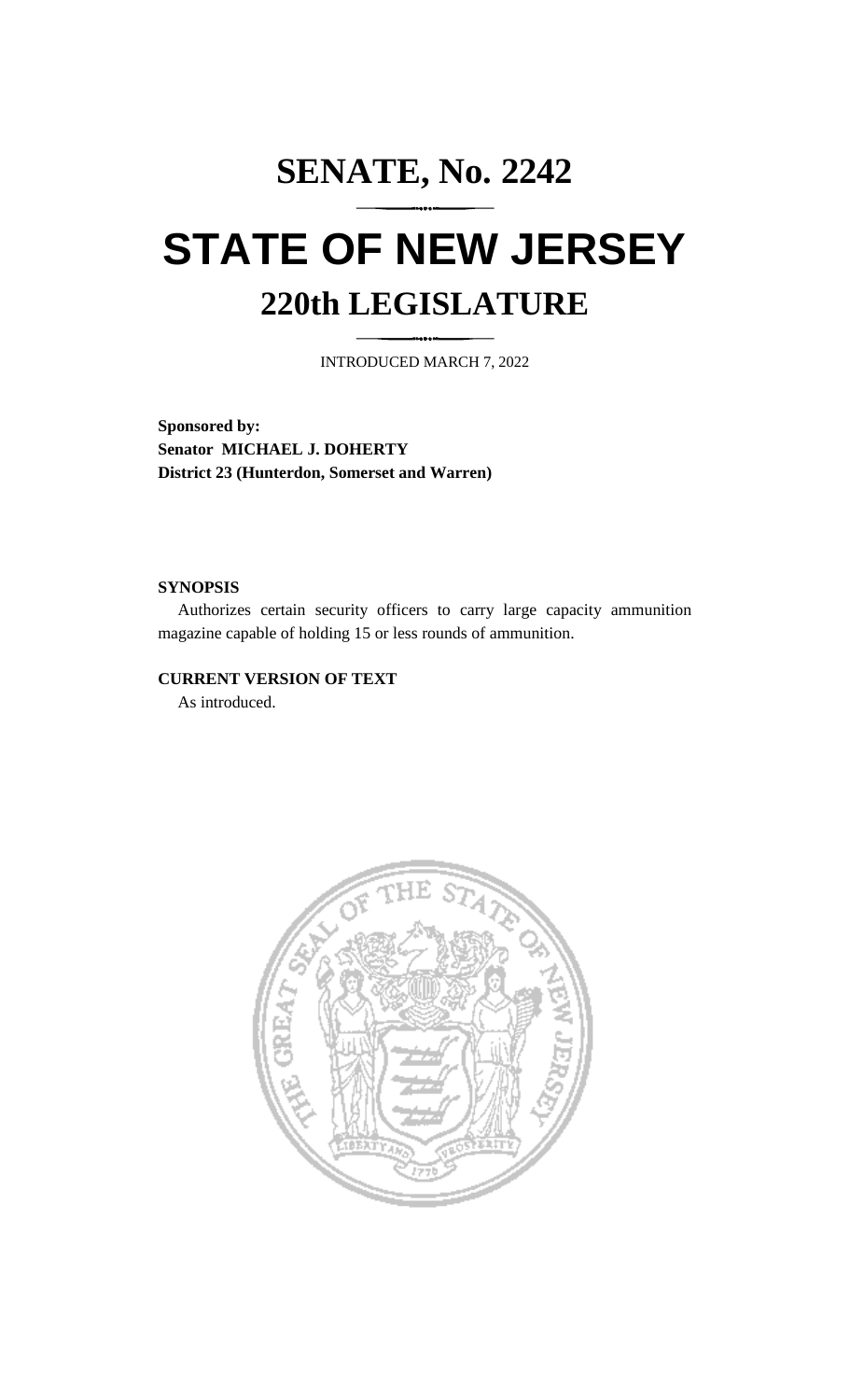# SENATE, No. 2242

# STATE OF NEW JERSEY

## 220th LEGISLATURE

INTRODUCED MARCH 7, 2022

**Sponsored by:**
**Senator MICHAEL J. DOHERTY**
**District 23 (Hunterdon, Somerset and Warren)**

**SYNOPSIS**

Authorizes certain security officers to carry large capacity ammunition magazine capable of holding 15 or less rounds of ammunition.

**CURRENT VERSION OF TEXT**

As introduced.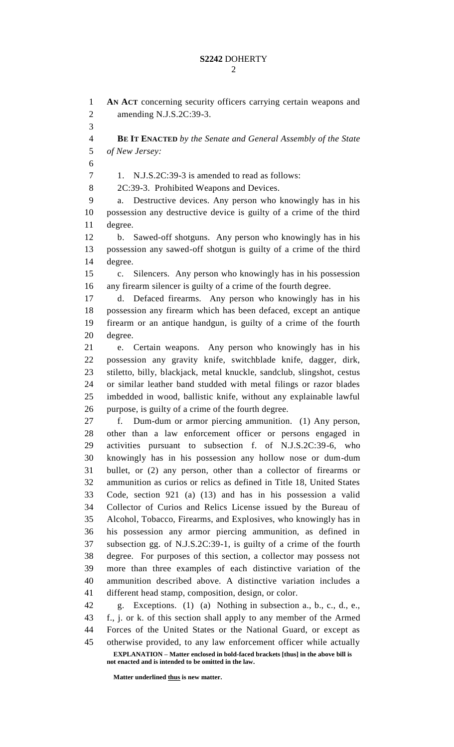**AN ACT** concerning security officers carrying certain weapons and amending N.J.S.2C:39-3.

**BE IT ENACTED** *by the Senate and General Assembly of the State of New Jersey:*

1. N.J.S.2C:39-3 is amended to read as follows:

2C:39-3. Prohibited Weapons and Devices.

a. Destructive devices. Any person who knowingly has in his possession any destructive device is guilty of a crime of the third degree.

b. Sawed-off shotguns. Any person who knowingly has in his possession any sawed-off shotgun is guilty of a crime of the third degree.

c. Silencers. Any person who knowingly has in his possession any firearm silencer is guilty of a crime of the fourth degree.

d. Defaced firearms. Any person who knowingly has in his possession any firearm which has been defaced, except an antique firearm or an antique handgun, is guilty of a crime of the fourth degree.

e. Certain weapons. Any person who knowingly has in his possession any gravity knife, switchblade knife, dagger, dirk, stiletto, billy, blackjack, metal knuckle, sandclub, slingshot, cestus or similar leather band studded with metal filings or razor blades imbedded in wood, ballistic knife, without any explainable lawful purpose, is guilty of a crime of the fourth degree.

f. Dum-dum or armor piercing ammunition. (1) Any person, other than a law enforcement officer or persons engaged in activities pursuant to subsection f. of N.J.S.2C:39-6, who knowingly has in his possession any hollow nose or dum-dum bullet, or (2) any person, other than a collector of firearms or ammunition as curios or relics as defined in Title 18, United States Code, section 921 (a) (13) and has in his possession a valid Collector of Curios and Relics License issued by the Bureau of Alcohol, Tobacco, Firearms, and Explosives, who knowingly has in his possession any armor piercing ammunition, as defined in subsection gg. of N.J.S.2C:39-1, is guilty of a crime of the fourth degree. For purposes of this section, a collector may possess not more than three examples of each distinctive variation of the ammunition described above. A distinctive variation includes a different head stamp, composition, design, or color.

g. Exceptions. (1) (a) Nothing in subsection a., b., c., d., e., f., j. or k. of this section shall apply to any member of the Armed Forces of the United States or the National Guard, or except as otherwise provided, to any law enforcement officer while actually

**EXPLANATION – Matter enclosed in bold-faced brackets [thus] in the above bill is not enacted and is intended to be omitted in the law.**

**Matter underlined thus is new matter.**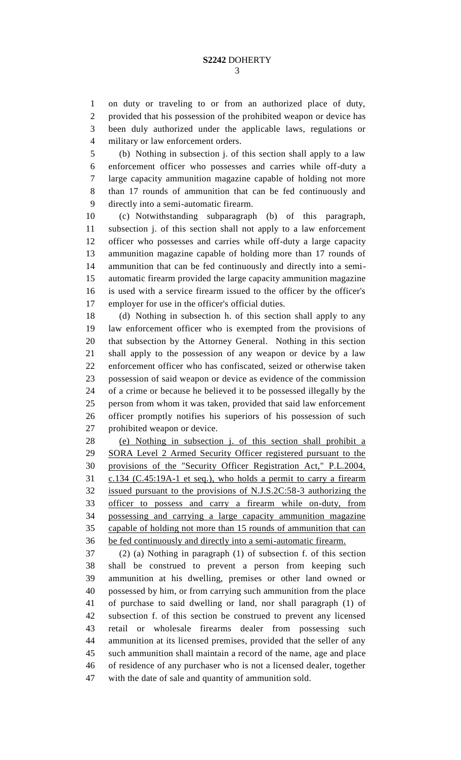on duty or traveling to or from an authorized place of duty, provided that his possession of the prohibited weapon or device has been duly authorized under the applicable laws, regulations or military or law enforcement orders.

(b) Nothing in subsection j. of this section shall apply to a law enforcement officer who possesses and carries while off-duty a large capacity ammunition magazine capable of holding not more than 17 rounds of ammunition that can be fed continuously and directly into a semi-automatic firearm.

(c) Notwithstanding subparagraph (b) of this paragraph, subsection j. of this section shall not apply to a law enforcement officer who possesses and carries while off-duty a large capacity ammunition magazine capable of holding more than 17 rounds of ammunition that can be fed continuously and directly into a semi-automatic firearm provided the large capacity ammunition magazine is used with a service firearm issued to the officer by the officer's employer for use in the officer's official duties.

(d) Nothing in subsection h. of this section shall apply to any law enforcement officer who is exempted from the provisions of that subsection by the Attorney General. Nothing in this section shall apply to the possession of any weapon or device by a law enforcement officer who has confiscated, seized or otherwise taken possession of said weapon or device as evidence of the commission of a crime or because he believed it to be possessed illegally by the person from whom it was taken, provided that said law enforcement officer promptly notifies his superiors of his possession of such prohibited weapon or device.

<u>(e) Nothing in subsection j. of this section shall prohibit a SORA Level 2 Armed Security Officer registered pursuant to the provisions of the "Security Officer Registration Act," P.L.2004, c.134 (C.45:19A-1 et seq.), who holds a permit to carry a firearm issued pursuant to the provisions of N.J.S.2C:58-3 authorizing the officer to possess and carry a firearm while on-duty, from possessing and carrying a large capacity ammunition magazine capable of holding not more than 15 rounds of ammunition that can be fed continuously and directly into a semi-automatic firearm.</u>

(2) (a) Nothing in paragraph (1) of subsection f. of this section shall be construed to prevent a person from keeping such ammunition at his dwelling, premises or other land owned or possessed by him, or from carrying such ammunition from the place of purchase to said dwelling or land, nor shall paragraph (1) of subsection f. of this section be construed to prevent any licensed retail or wholesale firearms dealer from possessing such ammunition at its licensed premises, provided that the seller of any such ammunition shall maintain a record of the name, age and place of residence of any purchaser who is not a licensed dealer, together with the date of sale and quantity of ammunition sold.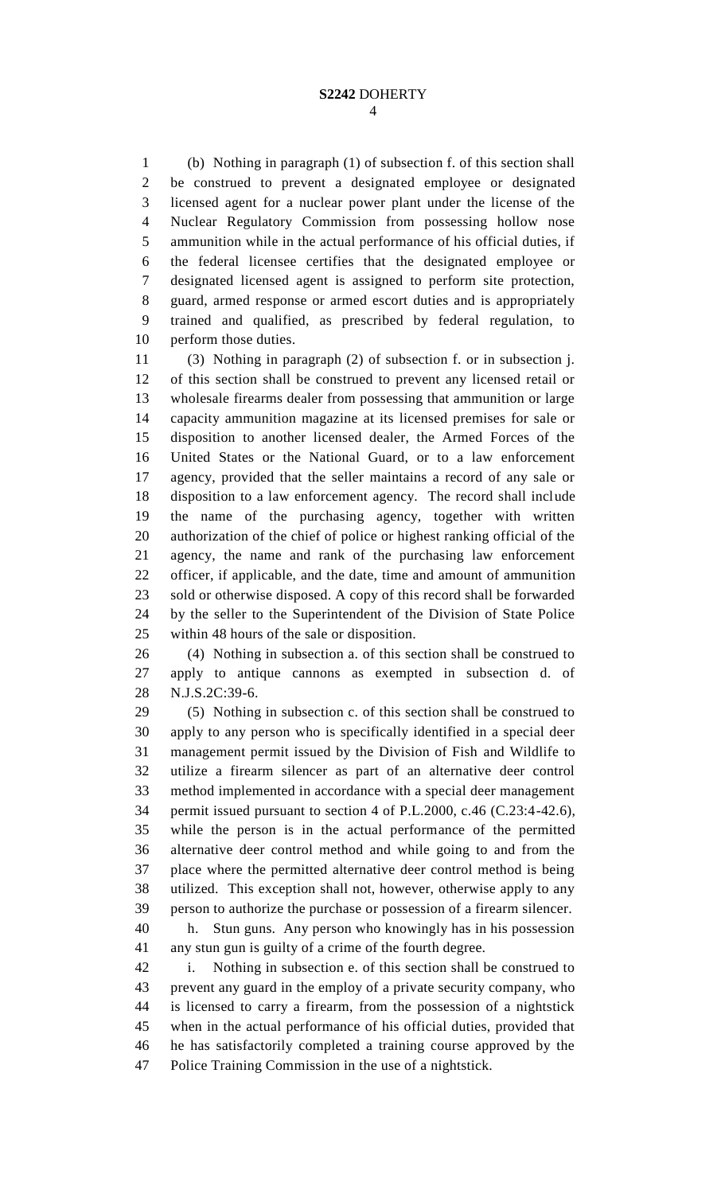(b) Nothing in paragraph (1) of subsection f. of this section shall be construed to prevent a designated employee or designated licensed agent for a nuclear power plant under the license of the Nuclear Regulatory Commission from possessing hollow nose ammunition while in the actual performance of his official duties, if the federal licensee certifies that the designated employee or designated licensed agent is assigned to perform site protection, guard, armed response or armed escort duties and is appropriately trained and qualified, as prescribed by federal regulation, to perform those duties.

(3) Nothing in paragraph (2) of subsection f. or in subsection j. of this section shall be construed to prevent any licensed retail or wholesale firearms dealer from possessing that ammunition or large capacity ammunition magazine at its licensed premises for sale or disposition to another licensed dealer, the Armed Forces of the United States or the National Guard, or to a law enforcement agency, provided that the seller maintains a record of any sale or disposition to a law enforcement agency. The record shall include the name of the purchasing agency, together with written authorization of the chief of police or highest ranking official of the agency, the name and rank of the purchasing law enforcement officer, if applicable, and the date, time and amount of ammunition sold or otherwise disposed. A copy of this record shall be forwarded by the seller to the Superintendent of the Division of State Police within 48 hours of the sale or disposition.

(4) Nothing in subsection a. of this section shall be construed to apply to antique cannons as exempted in subsection d. of N.J.S.2C:39-6.

(5) Nothing in subsection c. of this section shall be construed to apply to any person who is specifically identified in a special deer management permit issued by the Division of Fish and Wildlife to utilize a firearm silencer as part of an alternative deer control method implemented in accordance with a special deer management permit issued pursuant to section 4 of P.L.2000, c.46 (C.23:4-42.6), while the person is in the actual performance of the permitted alternative deer control method and while going to and from the place where the permitted alternative deer control method is being utilized. This exception shall not, however, otherwise apply to any person to authorize the purchase or possession of a firearm silencer.

h. Stun guns. Any person who knowingly has in his possession any stun gun is guilty of a crime of the fourth degree.

i. Nothing in subsection e. of this section shall be construed to prevent any guard in the employ of a private security company, who is licensed to carry a firearm, from the possession of a nightstick when in the actual performance of his official duties, provided that he has satisfactorily completed a training course approved by the Police Training Commission in the use of a nightstick.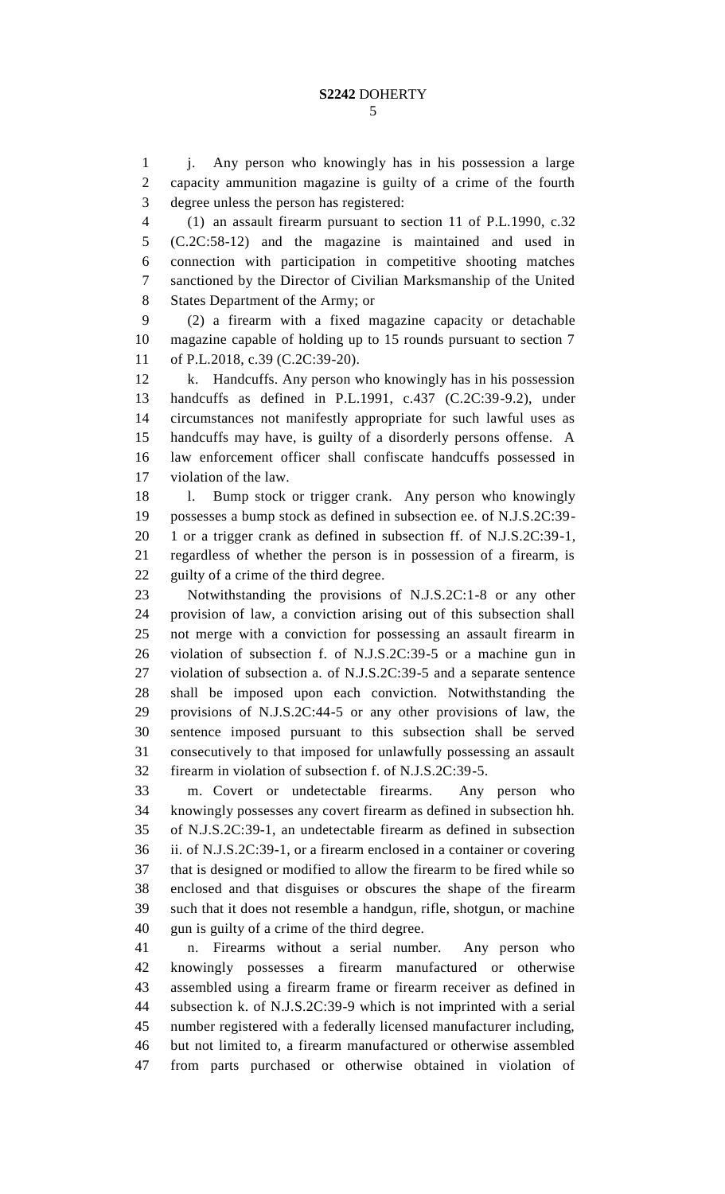j. Any person who knowingly has in his possession a large capacity ammunition magazine is guilty of a crime of the fourth degree unless the person has registered:

(1) an assault firearm pursuant to section 11 of P.L.1990, c.32 (C.2C:58-12) and the magazine is maintained and used in connection with participation in competitive shooting matches sanctioned by the Director of Civilian Marksmanship of the United States Department of the Army; or

(2) a firearm with a fixed magazine capacity or detachable magazine capable of holding up to 15 rounds pursuant to section 7 of P.L.2018, c.39 (C.2C:39-20).

k. Handcuffs. Any person who knowingly has in his possession handcuffs as defined in P.L.1991, c.437 (C.2C:39-9.2), under circumstances not manifestly appropriate for such lawful uses as handcuffs may have, is guilty of a disorderly persons offense. A law enforcement officer shall confiscate handcuffs possessed in violation of the law.

l. Bump stock or trigger crank. Any person who knowingly possesses a bump stock as defined in subsection ee. of N.J.S.2C:39-1 or a trigger crank as defined in subsection ff. of N.J.S.2C:39-1, regardless of whether the person is in possession of a firearm, is guilty of a crime of the third degree.

Notwithstanding the provisions of N.J.S.2C:1-8 or any other provision of law, a conviction arising out of this subsection shall not merge with a conviction for possessing an assault firearm in violation of subsection f. of N.J.S.2C:39-5 or a machine gun in violation of subsection a. of N.J.S.2C:39-5 and a separate sentence shall be imposed upon each conviction. Notwithstanding the provisions of N.J.S.2C:44-5 or any other provisions of law, the sentence imposed pursuant to this subsection shall be served consecutively to that imposed for unlawfully possessing an assault firearm in violation of subsection f. of N.J.S.2C:39-5.

m. Covert or undetectable firearms. Any person who knowingly possesses any covert firearm as defined in subsection hh. of N.J.S.2C:39-1, an undetectable firearm as defined in subsection ii. of N.J.S.2C:39-1, or a firearm enclosed in a container or covering that is designed or modified to allow the firearm to be fired while so enclosed and that disguises or obscures the shape of the firearm such that it does not resemble a handgun, rifle, shotgun, or machine gun is guilty of a crime of the third degree.

n. Firearms without a serial number. Any person who knowingly possesses a firearm manufactured or otherwise assembled using a firearm frame or firearm receiver as defined in subsection k. of N.J.S.2C:39-9 which is not imprinted with a serial number registered with a federally licensed manufacturer including, but not limited to, a firearm manufactured or otherwise assembled from parts purchased or otherwise obtained in violation of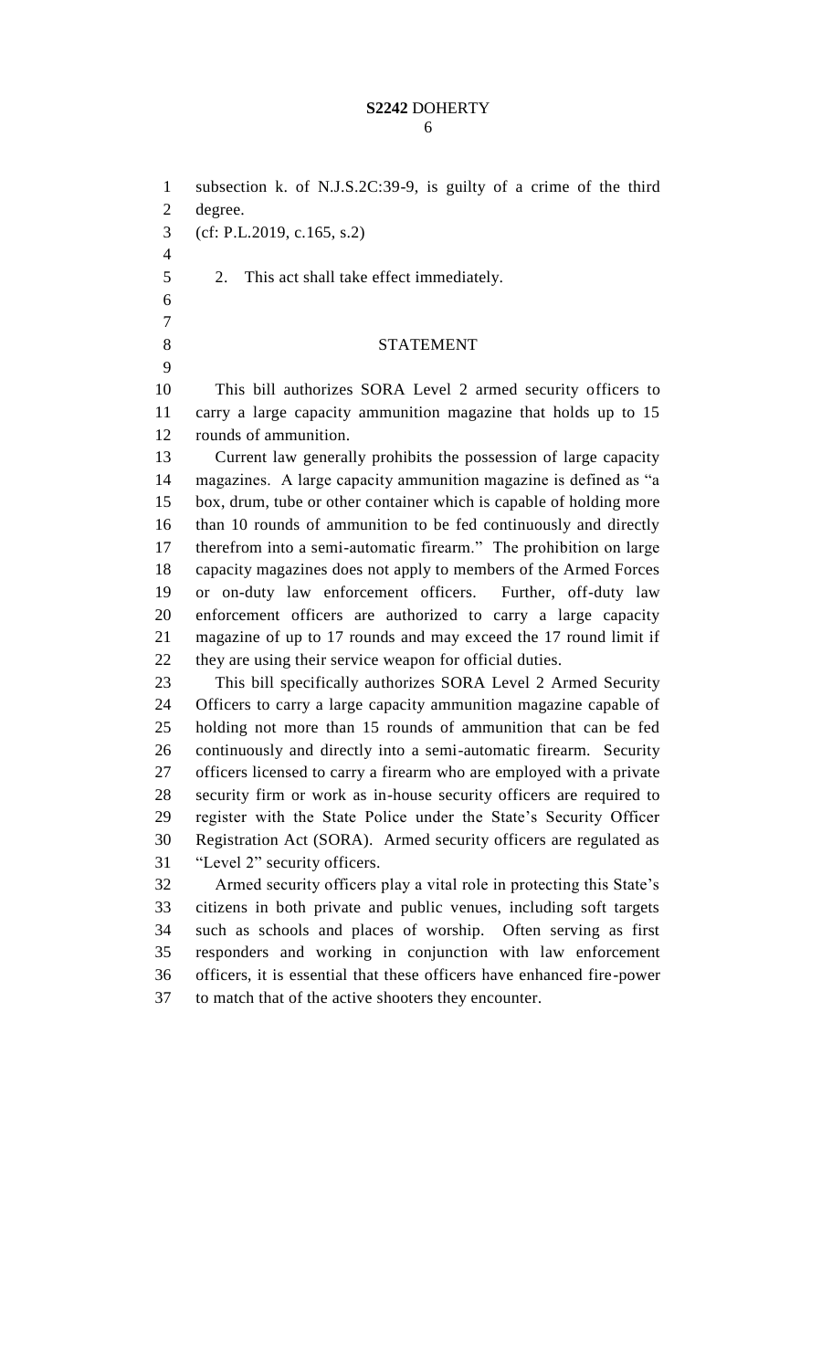subsection k. of N.J.S.2C:39-9, is guilty of a crime of the third degree.

(cf: P.L.2019, c.165, s.2)

2. This act shall take effect immediately.

## STATEMENT

This bill authorizes SORA Level 2 armed security officers to carry a large capacity ammunition magazine that holds up to 15 rounds of ammunition.

Current law generally prohibits the possession of large capacity magazines. A large capacity ammunition magazine is defined as "a box, drum, tube or other container which is capable of holding more than 10 rounds of ammunition to be fed continuously and directly therefrom into a semi-automatic firearm." The prohibition on large capacity magazines does not apply to members of the Armed Forces or on-duty law enforcement officers. Further, off-duty law enforcement officers are authorized to carry a large capacity magazine of up to 17 rounds and may exceed the 17 round limit if they are using their service weapon for official duties.

This bill specifically authorizes SORA Level 2 Armed Security Officers to carry a large capacity ammunition magazine capable of holding not more than 15 rounds of ammunition that can be fed continuously and directly into a semi-automatic firearm. Security officers licensed to carry a firearm who are employed with a private security firm or work as in-house security officers are required to register with the State Police under the State's Security Officer Registration Act (SORA). Armed security officers are regulated as "Level 2" security officers.

Armed security officers play a vital role in protecting this State's citizens in both private and public venues, including soft targets such as schools and places of worship. Often serving as first responders and working in conjunction with law enforcement officers, it is essential that these officers have enhanced fire-power to match that of the active shooters they encounter.